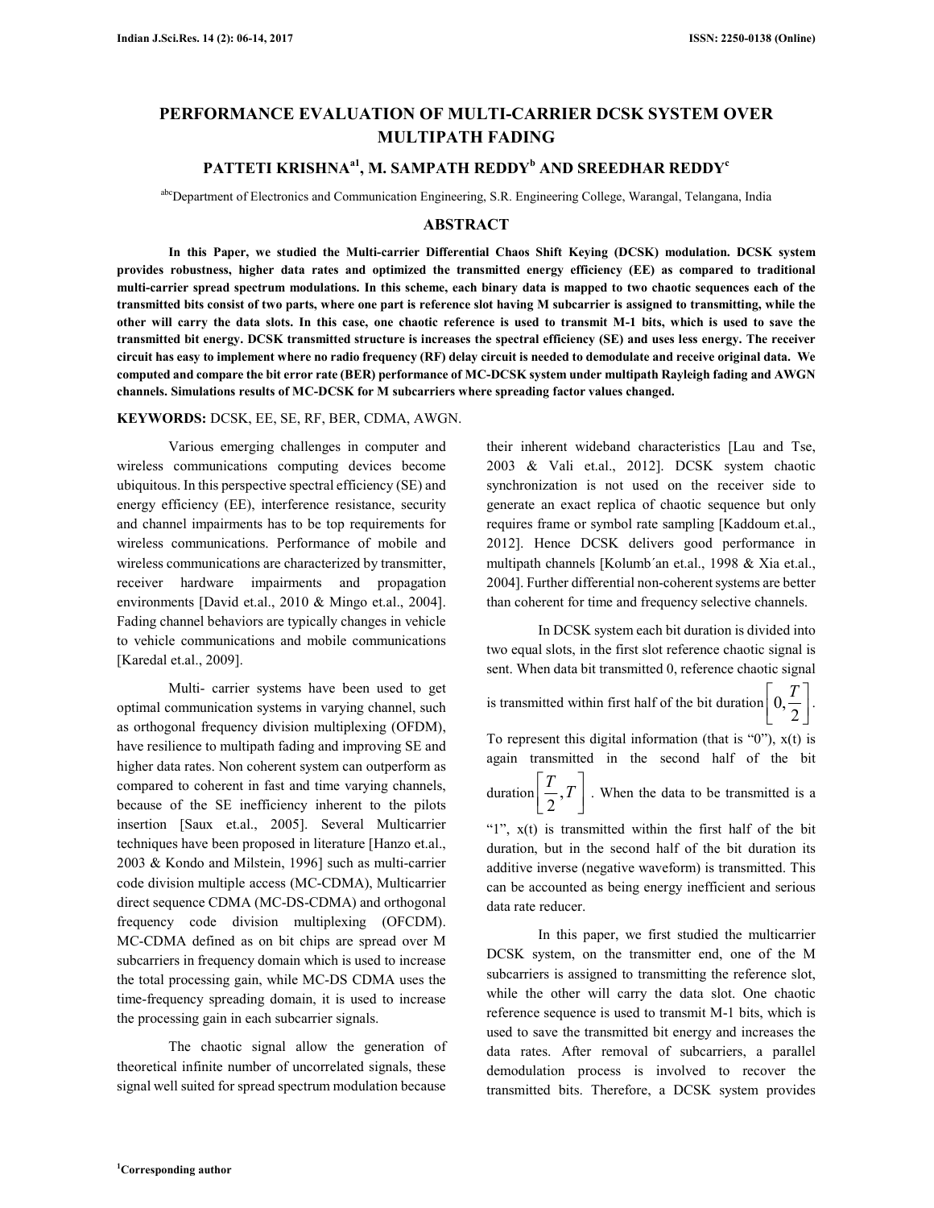# PERFORMANCE EVALUATION OF MULTI-CARRIER DCSK SYSTEM OVER MULTIPATH FADING

**PATTETI KRISHNA[a1], M. SAMPATH REDDY[b] AND SREEDHAR REDDY[c]**

[abc]Department of Electronics and Communication Engineering, S.R. Engineering College, Warangal, Telangana, India

## ABSTRACT

**In this Paper, we studied the Multi-carrier Differential Chaos Shift Keying (DCSK) modulation. DCSK system provides robustness, higher data rates and optimized the transmitted energy efficiency (EE) as compared to traditional multi-carrier spread spectrum modulations. In this scheme, each binary data is mapped to two chaotic sequences each of the transmitted bits consist of two parts, where one part is reference slot having M subcarrier is assigned to transmitting, while the other will carry the data slots. In this case, one chaotic reference is used to transmit M-1 bits, which is used to save the transmitted bit energy. DCSK transmitted structure is increases the spectral efficiency (SE) and uses less energy. The receiver circuit has easy to implement where no radio frequency (RF) delay circuit is needed to demodulate and receive original data. We computed and compare the bit error rate (BER) performance of MC-DCSK system under multipath Rayleigh fading and AWGN channels. Simulations results of MC-DCSK for M subcarriers where spreading factor values changed.**

**KEYWORDS:** DCSK, EE, SE, RF, BER, CDMA, AWGN.

Various emerging challenges in computer and wireless communications computing devices become ubiquitous. In this perspective spectral efficiency (SE) and energy efficiency (EE), interference resistance, security and channel impairments has to be top requirements for wireless communications. Performance of mobile and wireless communications are characterized by transmitter, receiver hardware impairments and propagation environments [David et.al., 2010 & Mingo et.al., 2004]. Fading channel behaviors are typically changes in vehicle to vehicle communications and mobile communications [Karedal et.al., 2009].

Multi- carrier systems have been used to get optimal communication systems in varying channel, such as orthogonal frequency division multiplexing (OFDM), have resilience to multipath fading and improving SE and higher data rates. Non coherent system can outperform as compared to coherent in fast and time varying channels, because of the SE inefficiency inherent to the pilots insertion [Saux et.al., 2005]. Several Multicarrier techniques have been proposed in literature [Hanzo et.al., 2003 & Kondo and Milstein, 1996] such as multi-carrier code division multiple access (MC-CDMA), Multicarrier direct sequence CDMA (MC-DS-CDMA) and orthogonal frequency code division multiplexing (OFCDM). MC-CDMA defined as on bit chips are spread over M subcarriers in frequency domain which is used to increase the total processing gain, while MC-DS CDMA uses the time-frequency spreading domain, it is used to increase the processing gain in each subcarrier signals.

The chaotic signal allow the generation of theoretical infinite number of uncorrelated signals, these signal well suited for spread spectrum modulation because their inherent wideband characteristics [Lau and Tse, 2003 & Vali et.al., 2012]. DCSK system chaotic synchronization is not used on the receiver side to generate an exact replica of chaotic sequence but only requires frame or symbol rate sampling [Kaddoum et.al., 2012]. Hence DCSK delivers good performance in multipath channels [Kolumb´an et.al., 1998 & Xia et.al., 2004]. Further differential non-coherent systems are better than coherent for time and frequency selective channels.

In DCSK system each bit duration is divided into two equal slots, in the first slot reference chaotic signal is sent. When data bit transmitted 0, reference chaotic signal is transmitted within first half of the bit duration $\left[0, \frac{T}{2}\right]$. To represent this digital information (that is "0"), x(t) is again transmitted in the second half of the bit duration $\left[\frac{T}{2}, T\right]$. When the data to be transmitted is a "1", x(t) is transmitted within the first half of the bit duration, but in the second half of the bit duration its additive inverse (negative waveform) is transmitted. This can be accounted as being energy inefficient and serious data rate reducer.

In this paper, we first studied the multicarrier DCSK system, on the transmitter end, one of the M subcarriers is assigned to transmitting the reference slot, while the other will carry the data slot. One chaotic reference sequence is used to transmit M-1 bits, which is used to save the transmitted bit energy and increases the data rates. After removal of subcarriers, a parallel demodulation process is involved to recover the transmitted bits. Therefore, a DCSK system provides

[1]Corresponding author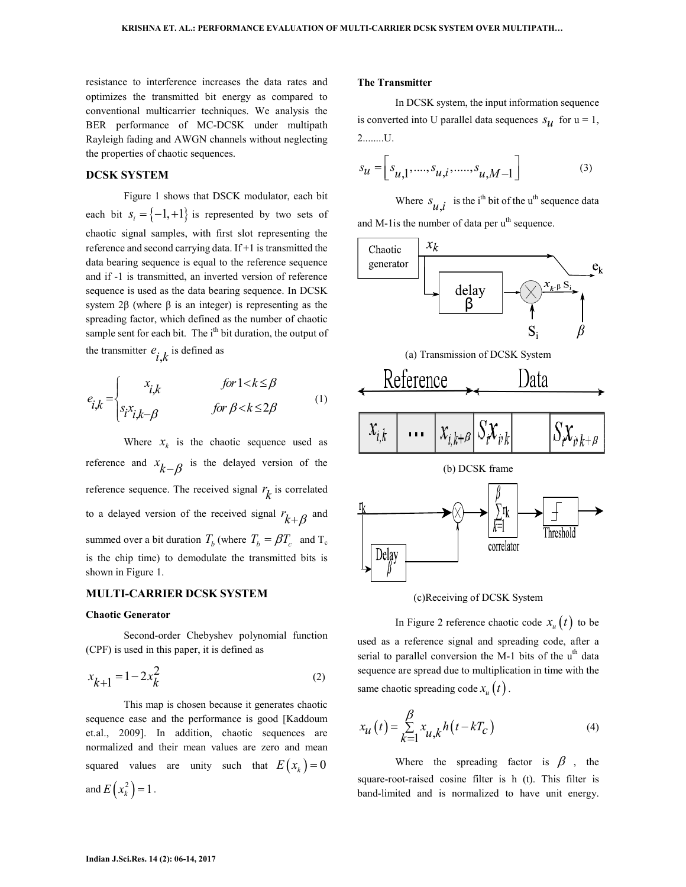resistance to interference increases the data rates and optimizes the transmitted bit energy as compared to conventional multicarrier techniques. We analysis the BER performance of MC-DCSK under multipath Rayleigh fading and AWGN channels without neglecting the properties of chaotic sequences.

## DCSK SYSTEM

Figure 1 shows that DSCK modulator, each bit each bit $s_i = \{-1, +1\}$ is represented by two sets of chaotic signal samples, with first slot representing the reference and second carrying data. If +1 is transmitted the data bearing sequence is equal to the reference sequence and if -1 is transmitted, an inverted version of reference sequence is used as the data bearing sequence. In DCSK system 2β (where β is an integer) is representing as the spreading factor, which defined as the number of chaotic sample sent for each bit. The i^th bit duration, the output of the transmitter $e_{i,k}$ is defined as

$$e_{i,k} = \begin{cases} x_{i,k} & for\, 1 < k \leq \beta \\ s_i x_{i,k-\beta} & for\, \beta < k \leq 2\beta \end{cases} \tag{1}$$

Where $x_k$ is the chaotic sequence used as reference and $x_{k-\beta}$ is the delayed version of the reference sequence. The received signal $r_k$ is correlated to a delayed version of the received signal $r_{k+\beta}$ and summed over a bit duration $T_b$ (where $T_b = \beta T_c$ and $T_c$ is the chip time) to demodulate the transmitted bits is shown in Figure 1.

## MULTI-CARRIER DCSK SYSTEM

### Chaotic Generator

Second-order Chebyshev polynomial function (CPF) is used in this paper, it is defined as

$$x_{k+1} = 1 - 2x_k^2 \tag{2}$$

This map is chosen because it generates chaotic sequence ease and the performance is good [Kaddoum et.al., 2009]. In addition, chaotic sequences are normalized and their mean values are zero and mean squared values are unity such that $E(x_k) = 0$ and $E(x_k^2) = 1$.

### The Transmitter

In DCSK system, the input information sequence is converted into U parallel data sequences $s_u$ for u = 1, 2........U.

$$s_u = \left[ s_{u,1}, ....., s_{u,i}, ....., s_{u,M-1} \right] \tag{3}$$

Where $s_{u,i}$ is the i^th bit of the u^th sequence data and M-1is the number of data per u^th sequence.

Chaotic generator

$x_k$

$e_k$

delay β

$x_{k\text{-}\beta}\, S_i$

$S_i$

$\beta$

(a) Transmission of DCSK System

Reference

Data

$x_{i,k}$ ... $x_{i,k+\beta}$ $S_i x_{i,k}$ $S_i x_{i,k+\beta}$

(b) DCSK frame

$r_k$

Delay $\beta$

$\sum_{k=1}^{\beta} r_k$

correlator

Threshold

(c)Receiving of DCSK System

In Figure 2 reference chaotic code $x_u(t)$ to be used as a reference signal and spreading code, after a serial to parallel conversion the M-1 bits of the u^th data sequence are spread due to multiplication in time with the same chaotic spreading code $x_u(t)$.

$$x_u(t) = \sum_{k=1}^{\beta} x_{u,k} h(t - kT_C) \tag{4}$$

Where the spreading factor is $\beta$ , the square-root-raised cosine filter is h (t). This filter is band-limited and is normalized to have unit energy.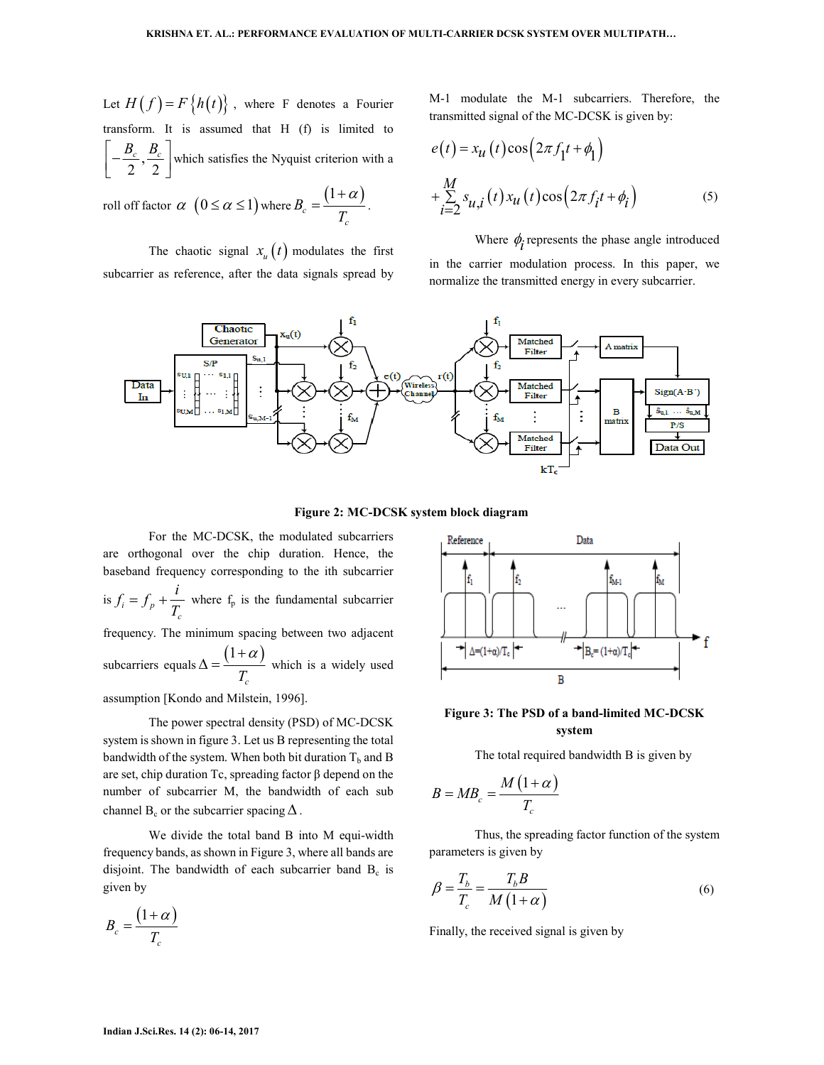Let $H(f) = F\{h(t)\}$, where F denotes a Fourier transform. It is assumed that H (f) is limited to $\left[-\frac{B_c}{2}, \frac{B_c}{2}\right]$ which satisfies the Nyquist criterion with a roll off factor $\alpha$ $(0 \le \alpha \le 1)$ where $B_c = \frac{(1+\alpha)}{T_c}$.

The chaotic signal $x_u(t)$ modulates the first subcarrier as reference, after the data signals spread by M-1 modulate the M-1 subcarriers. Therefore, the transmitted signal of the MC-DCSK is given by:

$$e(t) = x_u(t)\cos(2\pi f_1 t + \phi_1) + \sum_{i=2}^{M} s_{u,i}(t)\, x_u(t)\cos(2\pi f_i t + \phi_i) \tag{5}$$

Where $\phi_i$ represents the phase angle introduced in the carrier modulation process. In this paper, we normalize the transmitted energy in every subcarrier.

Data In
S/P
$s_{U,1}$ ... $s_{1,1}$
$s_{U,M}$ ... $s_{1,M}$
Chaotic Generator
$x_u(t)$
$s_{u,1}$
$s_{u,M-1}$
$f_1$
$f_2$
$f_M$
e(t)
Wireless Channel
r(t)
$f_1$
$f_2$
$f_M$
Matched Filter
Matched Filter
Matched Filter
$kT_c$
A matrix
B matrix
Sign(A·B')
$\hat{s}_{u,1}$ ... $\hat{s}_{u,M}$
P/S
Data Out

**Figure 2: MC-DCSK system block diagram**

For the MC-DCSK, the modulated subcarriers are orthogonal over the chip duration. Hence, the baseband frequency corresponding to the ith subcarrier is $f_i = f_p + \frac{i}{T_c}$ where $f_p$ is the fundamental subcarrier frequency. The minimum spacing between two adjacent subcarriers equals $\Delta = \frac{(1+\alpha)}{T_c}$ which is a widely used assumption [Kondo and Milstein, 1996].

The power spectral density (PSD) of MC-DCSK system is shown in figure 3. Let us B representing the total bandwidth of the system. When both bit duration $T_b$ and B are set, chip duration Tc, spreading factor $\beta$ depend on the number of subcarrier M, the bandwidth of each sub channel $B_c$ or the subcarrier spacing $\Delta$.

We divide the total band B into M equi-width frequency bands, as shown in Figure 3, where all bands are disjoint. The bandwidth of each subcarrier band $B_c$ is given by

$$B_c = \frac{(1+\alpha)}{T_c}$$

Reference
Data
$f_1$
$f_2$
$f_{M-1}$
$f_M$
...
$\Delta=(1+\alpha)/T_c$
$B_c=(1+\alpha)/T_c$
B
f

**Figure 3: The PSD of a band-limited MC-DCSK system**

The total required bandwidth B is given by

$$B = MB_c = \frac{M(1+\alpha)}{T_c}$$

Thus, the spreading factor function of the system parameters is given by

$$\beta = \frac{T_b}{T_c} = \frac{T_b B}{M(1+\alpha)} \tag{6}$$

Finally, the received signal is given by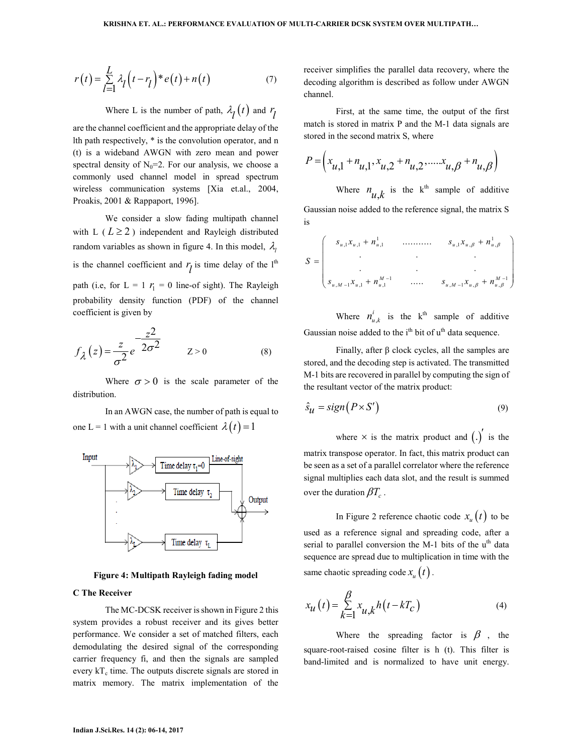$$r(t)=\sum_{l=1}^{L}\lambda_l\left(t-r_l\right)*e(t)+n(t) \tag{7}$$

Where L is the number of path, $\lambda_l(t)$ and $r_l$ are the channel coefficient and the appropriate delay of the lth path respectively, * is the convolution operator, and n (t) is a wideband AWGN with zero mean and power spectral density of $N_0$=2. For our analysis, we choose a commonly used channel model in spread spectrum wireless communication systems [Xia et.al., 2004, Proakis, 2001 & Rappaport, 1996].

We consider a slow fading multipath channel with L ( $L \geq 2$ ) independent and Rayleigh distributed random variables as shown in figure 4. In this model, $\lambda_l$ is the channel coefficient and $r_l$ is time delay of the $l^{th}$ path (i.e, for L = 1 $r_1$ = 0 line-of sight). The Rayleigh probability density function (PDF) of the channel coefficient is given by

$$f_\lambda(z)=\frac{z}{\sigma^2}e^{-\frac{z^2}{2\sigma^2}} \qquad Z>0 \tag{8}$$

Where $\sigma > 0$ is the scale parameter of the distribution.

In an AWGN case, the number of path is equal to one L = 1 with a unit channel coefficient $\lambda(t)=1$

Input

Line-of-sight

Time delay $\tau_1$=0

Time delay $\tau_2$

Time delay $\tau_L$

Output

**Figure 4: Multipath Rayleigh fading model**

**C The Receiver**

The MC-DCSK receiver is shown in Figure 2 this system provides a robust receiver and its gives better performance. We consider a set of matched filters, each demodulating the desired signal of the corresponding carrier frequency fi, and then the signals are sampled every $kT_c$ time. The outputs discrete signals are stored in matrix memory. The matrix implementation of the receiver simplifies the parallel data recovery, where the decoding algorithm is described as follow under AWGN channel.

First, at the same time, the output of the first match is stored in matrix P and the M-1 data signals are stored in the second matrix S, where

$$P=\left(x_{u,1}+n_{u,1},x_{u,2}+n_{u,2},.....x_{u,\beta}+n_{u,\beta}\right)$$

Where $n_{u,k}$ is the $k^{th}$ sample of additive Gaussian noise added to the reference signal, the matrix S is

$$S=\begin{pmatrix} s_{u,1}x_{u,1}+n_{u,1}^{1} & .......... & s_{u,1}x_{u,\beta}+n_{u,\beta}^{1} \\ . & . & . \\ . & . & . \\ s_{u,M-1}x_{u,1}+n_{u,1}^{M-1} & ..... & s_{u,M-1}x_{u,\beta}+n_{u,\beta}^{M-1} \end{pmatrix}$$

Where $n_{u,k}^{i}$ is the $k^{th}$ sample of additive Gaussian noise added to the $i^{th}$ bit of $u^{th}$ data sequence.

Finally, after β clock cycles, all the samples are stored, and the decoding step is activated. The transmitted M-1 bits are recovered in parallel by computing the sign of the resultant vector of the matrix product:

$$\hat{s}_u=sign\left(P\times S'\right) \tag{9}$$

where × is the matrix product and $(.)'$ is the matrix transpose operator. In fact, this matrix product can be seen as a set of a parallel correlator where the reference signal multiplies each data slot, and the result is summed over the duration $\beta T_c$.

In Figure 2 reference chaotic code $x_u(t)$ to be used as a reference signal and spreading code, after a serial to parallel conversion the M-1 bits of the $u^{th}$ data sequence are spread due to multiplication in time with the same chaotic spreading code $x_u(t)$.

$$x_u(t)=\sum_{k=1}^{\beta}x_{u,k}h\left(t-kT_c\right) \tag{4}$$

Where the spreading factor is $\beta$, the square-root-raised cosine filter is h (t). This filter is band-limited and is normalized to have unit energy.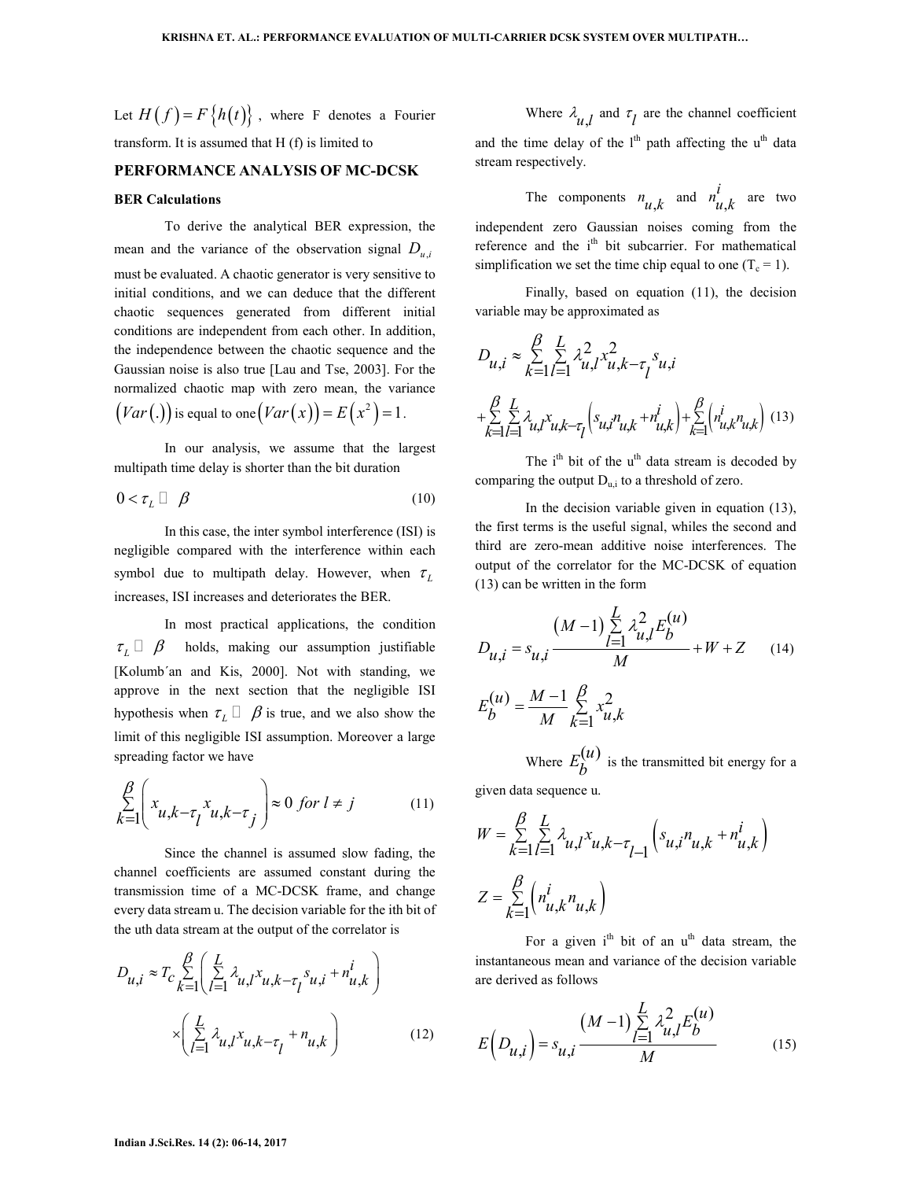Let $H(f) = F\{h(t)\}$, where F denotes a Fourier transform. It is assumed that H (f) is limited to

## PERFORMANCE ANALYSIS OF MC-DCSK

### BER Calculations

To derive the analytical BER expression, the mean and the variance of the observation signal $D_{u,i}$ must be evaluated. A chaotic generator is very sensitive to initial conditions, and we can deduce that the different chaotic sequences generated from different initial conditions are independent from each other. In addition, the independence between the chaotic sequence and the Gaussian noise is also true [Lau and Tse, 2003]. For the normalized chaotic map with zero mean, the variance $(Var(.))$ is equal to one $(Var(x)) = E(x^2) = 1$.

In our analysis, we assume that the largest multipath time delay is shorter than the bit duration

$$0 < \tau_L \ll \beta \tag{10}$$

In this case, the inter symbol interference (ISI) is negligible compared with the interference within each symbol due to multipath delay. However, when $\tau_L$ increases, ISI increases and deteriorates the BER.

In most practical applications, the condition $\tau_L \ll \beta$ holds, making our assumption justifiable [Kolumb´an and Kis, 2000]. Not with standing, we approve in the next section that the negligible ISI hypothesis when $\tau_L \ll \beta$ is true, and we also show the limit of this negligible ISI assumption. Moreover a large spreading factor we have

$$\sum_{k=1}^{\beta}\left(x_{u,k-\tau_l} x_{u,k-\tau_j}\right) \approx 0 \text{ for } l \neq j \tag{11}$$

Since the channel is assumed slow fading, the channel coefficients are assumed constant during the transmission time of a MC-DCSK frame, and change every data stream u. The decision variable for the ith bit of the uth data stream at the output of the correlator is

$$D_{u,i} \approx T_C \sum_{k=1}^{\beta}\left(\sum_{l=1}^{L} \lambda_{u,l} x_{u,k-\tau_l} s_{u,i} + n_{u,k}^{i}\right) \times \left(\sum_{l=1}^{L} \lambda_{u,l} x_{u,k-\tau_l} + n_{u,k}\right) \tag{12}$$

Where $\lambda_{u,l}$ and $\tau_l$ are the channel coefficient and the time delay of the l[th] path affecting the u[th] data stream respectively.

The components $n_{u,k}$ and $n_{u,k}^{i}$ are two independent zero Gaussian noises coming from the reference and the i[th] bit subcarrier. For mathematical simplification we set the time chip equal to one ($T_c = 1$).

Finally, based on equation (11), the decision variable may be approximated as

$$D_{u,i} \approx \sum_{k=1}^{\beta}\sum_{l=1}^{L} \lambda_{u,l}^{2} x_{u,k-\tau_l}^{2} s_{u,i} + \sum_{k=1}^{\beta}\sum_{l=1}^{L} \lambda_{u,l} x_{u,k-\tau_l}\left(s_{u,i} n_{u,k} + n_{u,k}^{i}\right) + \sum_{k=1}^{\beta}\left(n_{u,k}^{i} n_{u,k}\right) \tag{13}$$

The i[th] bit of the u[th] data stream is decoded by comparing the output $D_{u,i}$ to a threshold of zero.

In the decision variable given in equation (13), the first terms is the useful signal, whiles the second and third are zero-mean additive noise interferences. The output of the correlator for the MC-DCSK of equation (13) can be written in the form

$$D_{u,i} = s_{u,i} \frac{(M-1)\sum_{l=1}^{L} \lambda_{u,l}^{2} E_b^{(u)}}{M} + W + Z \tag{14}$$

$$E_b^{(u)} = \frac{M-1}{M} \sum_{k=1}^{\beta} x_{u,k}^{2}$$

Where $E_b^{(u)}$ is the transmitted bit energy for a given data sequence u.

$$W = \sum_{k=1}^{\beta}\sum_{l=1}^{L} \lambda_{u,l} x_{u,k-\tau_{l-1}}\left(s_{u,i} n_{u,k} + n_{u,k}^{i}\right)$$

$$Z = \sum_{k=1}^{\beta}\left(n_{u,k}^{i} n_{u,k}\right)$$

For a given i[th] bit of an u[th] data stream, the instantaneous mean and variance of the decision variable are derived as follows

$$E(D_{u,i}) = s_{u,i} \frac{(M-1)\sum_{l=1}^{L} \lambda_{u,l}^{2} E_b^{(u)}}{M} \tag{15}$$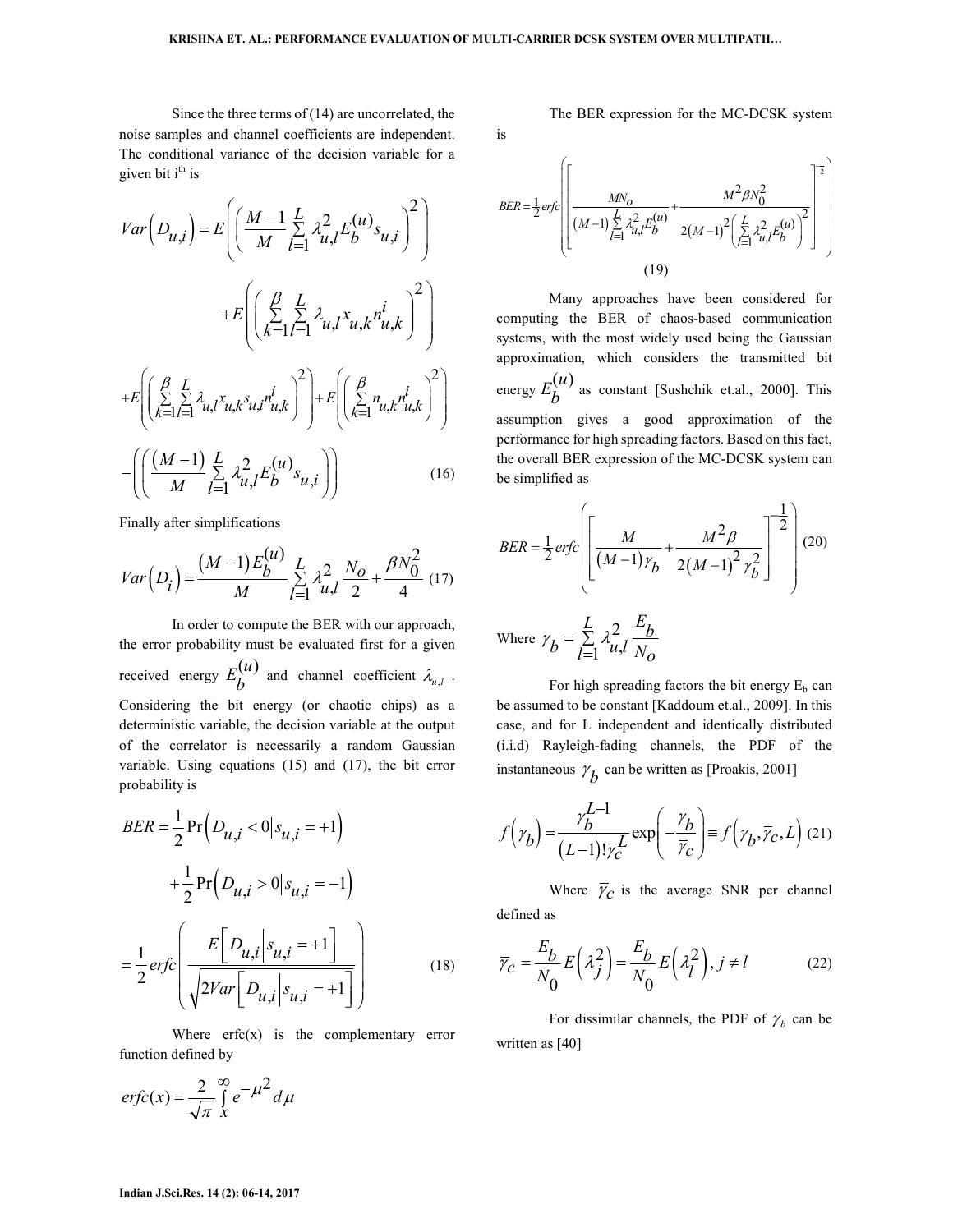Since the three terms of (14) are uncorrelated, the noise samples and channel coefficients are independent. The conditional variance of the decision variable for a given bit i[th] is

$$Var\left(D_{u,i}\right)=E\left(\left(\frac{M-1}{M}\sum_{l=1}^{L}\lambda_{u,l}^{2}E_{b}^{(u)}s_{u,i}\right)^{2}\right)$$

$$+E\left(\left(\sum_{k=1}^{\beta}\sum_{l=1}^{L}\lambda_{u,l}x_{u,k}n_{u,k}^{i}\right)^{2}\right)$$

$$+E\left(\left(\sum_{k=1}^{\beta}\sum_{l=1}^{L}\lambda_{u,l}x_{u,k}s_{u,i}n_{u,k}^{i}\right)^{2}\right)+E\left(\left(\sum_{k=1}^{\beta}n_{u,k}n_{u,k}^{i}\right)^{2}\right)$$

$$-\left(\left(\frac{(M-1)}{M}\sum_{l=1}^{L}\lambda_{u,l}^{2}E_{b}^{(u)}s_{u,i}\right)\right) \tag{16}$$

Finally after simplifications

$$Var\left(D_{i}\right)=\frac{(M-1)E_{b}^{(u)}}{M}\sum_{l=1}^{L}\lambda_{u,l}^{2}\frac{N_{o}}{2}+\frac{\beta N_{0}^{2}}{4} \tag{17}$$

In order to compute the BER with our approach, the error probability must be evaluated first for a given received energy $E_{b}^{(u)}$ and channel coefficient $\lambda_{u,l}$. Considering the bit energy (or chaotic chips) as a deterministic variable, the decision variable at the output of the correlator is necessarily a random Gaussian variable. Using equations (15) and (17), the bit error probability is

$$BER=\frac{1}{2}\Pr\left(D_{u,i}<0\middle|s_{u,i}=+1\right)$$

$$+\frac{1}{2}\Pr\left(D_{u,i}>0\middle|s_{u,i}=-1\right)$$

$$=\frac{1}{2}erfc\left(\frac{E\left[D_{u,i}\middle|s_{u,i}=+1\right]}{\sqrt{2Var\left[D_{u,i}\middle|s_{u,i}=+1\right]}}\right) \tag{18}$$

Where erfc(x) is the complementary error function defined by

$$erfc(x)=\frac{2}{\sqrt{\pi}}\int_{x}^{\infty}e^{-\mu^{2}}d\mu$$

The BER expression for the MC-DCSK system is

$$BER=\frac{1}{2}erfc\left(\left[\frac{MN_{o}}{(M-1)\sum_{l=1}^{L}\lambda_{u,l}^{2}E_{b}^{(u)}}+\frac{M^{2}\beta N_{0}^{2}}{2(M-1)^{2}\left(\sum_{l=1}^{L}\lambda_{u,l}^{2}E_{b}^{(u)}\right)^{2}}\right]^{-\frac{1}{2}}\right) \tag{19}$$

Many approaches have been considered for computing the BER of chaos-based communication systems, with the most widely used being the Gaussian approximation, which considers the transmitted bit energy $E_{b}^{(u)}$ as constant [Sushchik et.al., 2000]. This assumption gives a good approximation of the performance for high spreading factors. Based on this fact, the overall BER expression of the MC-DCSK system can be simplified as

$$BER=\frac{1}{2}erfc\left(\left[\frac{M}{(M-1)\gamma_{b}}+\frac{M^{2}\beta}{2(M-1)^{2}\gamma_{b}^{2}}\right]^{-\frac{1}{2}}\right) \tag{20}$$

Where $\gamma_{b}=\sum_{l=1}^{L}\lambda_{u,l}^{2}\frac{E_{b}}{N_{o}}$

For high spreading factors the bit energy $E_b$ can be assumed to be constant [Kaddoum et.al., 2009]. In this case, and for L independent and identically distributed (i.i.d) Rayleigh-fading channels, the PDF of the instantaneous $\gamma_{b}$ can be written as [Proakis, 2001]

$$f\left(\gamma_{b}\right)=\frac{\gamma_{b}^{L-1}}{(L-1)!\bar{\gamma}_{c}^{L}}\exp\left(-\frac{\gamma_{b}}{\bar{\gamma}_{c}}\right)\equiv f\left(\gamma_{b},\bar{\gamma}_{c},L\right) \tag{21}$$

Where $\bar{\gamma}_{c}$ is the average SNR per channel defined as

$$\bar{\gamma}_{c}=\frac{E_{b}}{N_{0}}E\left(\lambda_{j}^{2}\right)=\frac{E_{b}}{N_{0}}E\left(\lambda_{l}^{2}\right),j\neq l \tag{22}$$

For dissimilar channels, the PDF of $\gamma_{b}$ can be written as [40]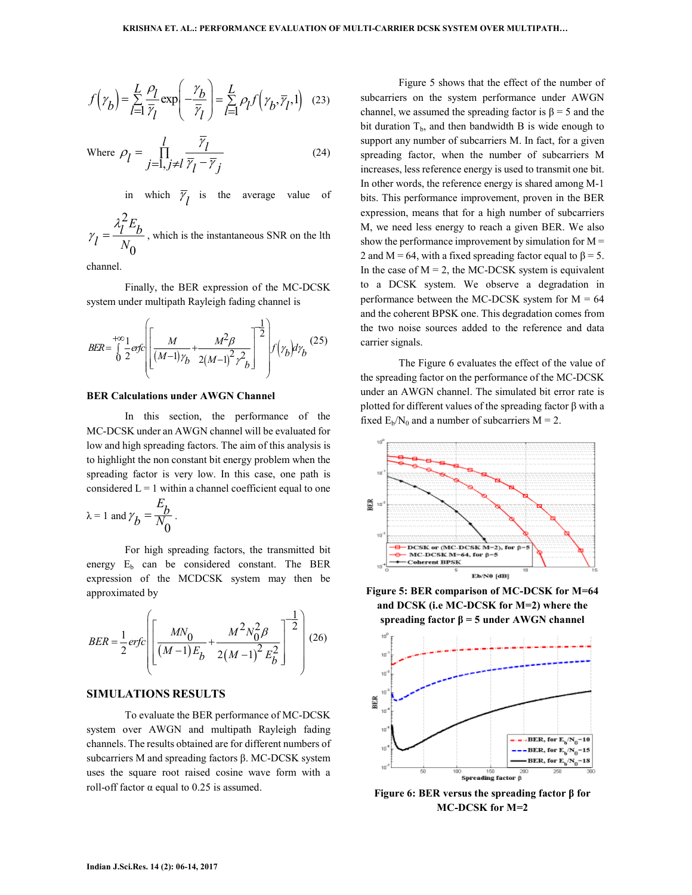$$f\left(\gamma_b\right)=\sum_{l=1}^{L}\frac{\rho_l}{\bar{\gamma}_l}\exp\left(-\frac{\gamma_b}{\bar{\gamma}_l}\right)=\sum_{l=1}^{L}\rho_l f\left(\gamma_b,\bar{\gamma}_l,1\right) \quad (23)$$

Where $$\rho_l=\prod_{j=1, j\neq l}^{l}\frac{\bar{\gamma}_l}{\bar{\gamma}_l-\bar{\gamma}_j} \quad (24)$$

in which $\bar{\gamma}_l$ is the average value of $\gamma_l=\frac{\lambda_l^2 E_b}{N_0}$, which is the instantaneous SNR on the lth channel.

Finally, the BER expression of the MC-DCSK system under multipath Rayleigh fading channel is

$$BER=\int_0^{+\infty}\frac{1}{2}erfc\left(\left[\frac{M}{(M-1)\gamma_b}+\frac{M^2\beta}{2(M-1)^2\gamma_b^2}\right]^{-\frac{1}{2}}\right)f\left(\gamma_b\right)d\gamma_b \quad (25)$$

**BER Calculations under AWGN Channel**

In this section, the performance of the MC-DCSK under an AWGN channel will be evaluated for low and high spreading factors. The aim of this analysis is to highlight the non constant bit energy problem when the spreading factor is very low. In this case, one path is considered L = 1 within a channel coefficient equal to one $\lambda = 1$ and $\gamma_b=\frac{E_b}{N_0}$.

For high spreading factors, the transmitted bit energy $E_b$ can be considered constant. The BER expression of the MCDCSK system may then be approximated by

$$BER=\frac{1}{2}erfc\left(\left[\frac{MN_0}{(M-1)E_b}+\frac{M^2N_0^2\beta}{2(M-1)^2E_b^2}\right]^{-\frac{1}{2}}\right) \quad (26)$$

## SIMULATIONS RESULTS

To evaluate the BER performance of MC-DCSK system over AWGN and multipath Rayleigh fading channels. The results obtained are for different numbers of subcarriers M and spreading factors β. MC-DCSK system uses the square root raised cosine wave form with a roll-off factor α equal to 0.25 is assumed.

Figure 5 shows that the effect of the number of subcarriers on the system performance under AWGN channel, we assumed the spreading factor is β = 5 and the bit duration $T_b$, and then bandwidth B is wide enough to support any number of subcarriers M. In fact, for a given spreading factor, when the number of subcarriers M increases, less reference energy is used to transmit one bit. In other words, the reference energy is shared among M-1 bits. This performance improvement, proven in the BER expression, means that for a high number of subcarriers M, we need less energy to reach a given BER. We also show the performance improvement by simulation for M = 2 and M = 64, with a fixed spreading factor equal to β = 5. In the case of M = 2, the MC-DCSK system is equivalent to a DCSK system. We observe a degradation in performance between the MC-DCSK system for M = 64 and the coherent BPSK one. This degradation comes from the two noise sources added to the reference and data carrier signals.

The Figure 6 evaluates the effect of the value of the spreading factor on the performance of the MC-DCSK under an AWGN channel. The simulated bit error rate is plotted for different values of the spreading factor β with a fixed $E_b/N_0$ and a number of subcarriers M = 2.

BER
Eb/N0 [dB]
DCSK or (MC-DCSK M=2), for β=5
MC-DCSK M=64, for β=5
Coherent BPSK

**Figure 5: BER comparison of MC-DCSK for M=64 and DCSK (i.e MC-DCSK for M=2) where the spreading factor β = 5 under AWGN channel**

BER
Spreading factor β
BER, for $E_b/N_0$=10
BER, for $E_b/N_0$=15
BER, for $E_b/N_0$=18

**Figure 6: BER versus the spreading factor β for MC-DCSK for M=2**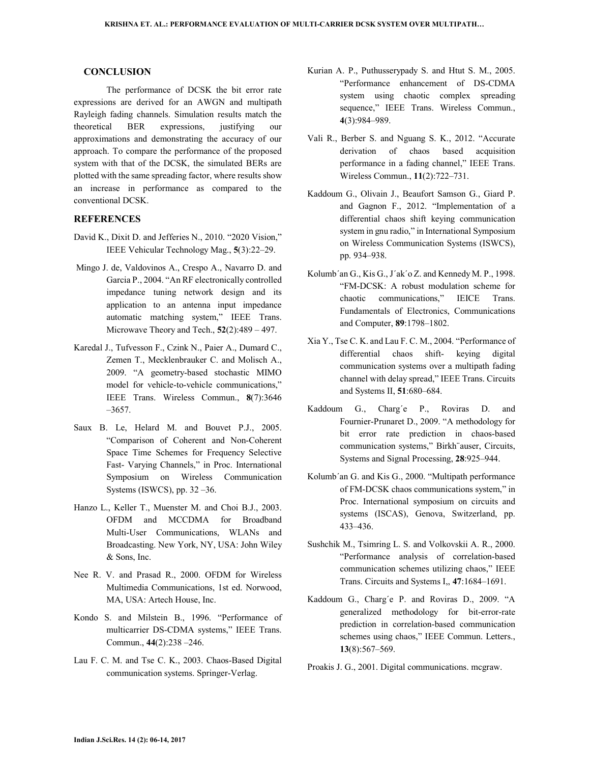## CONCLUSION

The performance of DCSK the bit error rate expressions are derived for an AWGN and multipath Rayleigh fading channels. Simulation results match the theoretical BER expressions, justifying our approximations and demonstrating the accuracy of our approach. To compare the performance of the proposed system with that of the DCSK, the simulated BERs are plotted with the same spreading factor, where results show an increase in performance as compared to the conventional DCSK.

## REFERENCES

David K., Dixit D. and Jefferies N., 2010. "2020 Vision," IEEE Vehicular Technology Mag., **5**(3):22–29.

Mingo J. de, Valdovinos A., Crespo A., Navarro D. and Garcia P., 2004. "An RF electronically controlled impedance tuning network design and its application to an antenna input impedance automatic matching system," IEEE Trans. Microwave Theory and Tech., **52**(2):489 – 497.

Karedal J., Tufvesson F., Czink N., Paier A., Dumard C., Zemen T., Mecklenbrauker C. and Molisch A., 2009. "A geometry-based stochastic MIMO model for vehicle-to-vehicle communications," IEEE Trans. Wireless Commun., **8**(7):3646 –3657.

Saux B. Le, Helard M. and Bouvet P.J., 2005. "Comparison of Coherent and Non-Coherent Space Time Schemes for Frequency Selective Fast- Varying Channels," in Proc. International Symposium on Wireless Communication Systems (ISWCS), pp. 32 –36.

Hanzo L., Keller T., Muenster M. and Choi B.J., 2003. OFDM and MCCDMA for Broadband Multi-User Communications, WLANs and Broadcasting. New York, NY, USA: John Wiley & Sons, Inc.

Nee R. V. and Prasad R., 2000. OFDM for Wireless Multimedia Communications, 1st ed. Norwood, MA, USA: Artech House, Inc.

Kondo S. and Milstein B., 1996. "Performance of multicarrier DS-CDMA systems," IEEE Trans. Commun., **44**(2):238 –246.

Lau F. C. M. and Tse C. K., 2003. Chaos-Based Digital communication systems. Springer-Verlag.

Kurian A. P., Puthusserypady S. and Htut S. M., 2005. "Performance enhancement of DS-CDMA system using chaotic complex spreading sequence," IEEE Trans. Wireless Commun., **4**(3):984–989.

Vali R., Berber S. and Nguang S. K., 2012. "Accurate derivation of chaos based acquisition performance in a fading channel," IEEE Trans. Wireless Commun., **11**(2):722–731.

Kaddoum G., Olivain J., Beaufort Samson G., Giard P. and Gagnon F., 2012. "Implementation of a differential chaos shift keying communication system in gnu radio," in International Symposium on Wireless Communication Systems (ISWCS), pp. 934–938.

Kolumb´an G., Kis G., J´ak´o Z. and Kennedy M. P., 1998. "FM-DCSK: A robust modulation scheme for chaotic communications," IEICE Trans. Fundamentals of Electronics, Communications and Computer, **89**:1798–1802.

Xia Y., Tse C. K. and Lau F. C. M., 2004. "Performance of differential chaos shift- keying digital communication systems over a multipath fading channel with delay spread," IEEE Trans. Circuits and Systems II, **51**:680–684.

Kaddoum G., Charg´e P., Roviras D. and Fournier-Prunaret D., 2009. "A methodology for bit error rate prediction in chaos-based communication systems," Birkh¨auser, Circuits, Systems and Signal Processing, **28**:925–944.

Kolumb´an G. and Kis G., 2000. "Multipath performance of FM-DCSK chaos communications system," in Proc. International symposium on circuits and systems (ISCAS), Genova, Switzerland, pp. 433–436.

Sushchik M., Tsimring L. S. and Volkovskii A. R., 2000. "Performance analysis of correlation-based communication schemes utilizing chaos," IEEE Trans. Circuits and Systems I,, **47**:1684–1691.

Kaddoum G., Charg´e P. and Roviras D., 2009. "A generalized methodology for bit-error-rate prediction in correlation-based communication schemes using chaos," IEEE Commun. Letters., **13**(8):567–569.

Proakis J. G., 2001. Digital communications. mcgraw.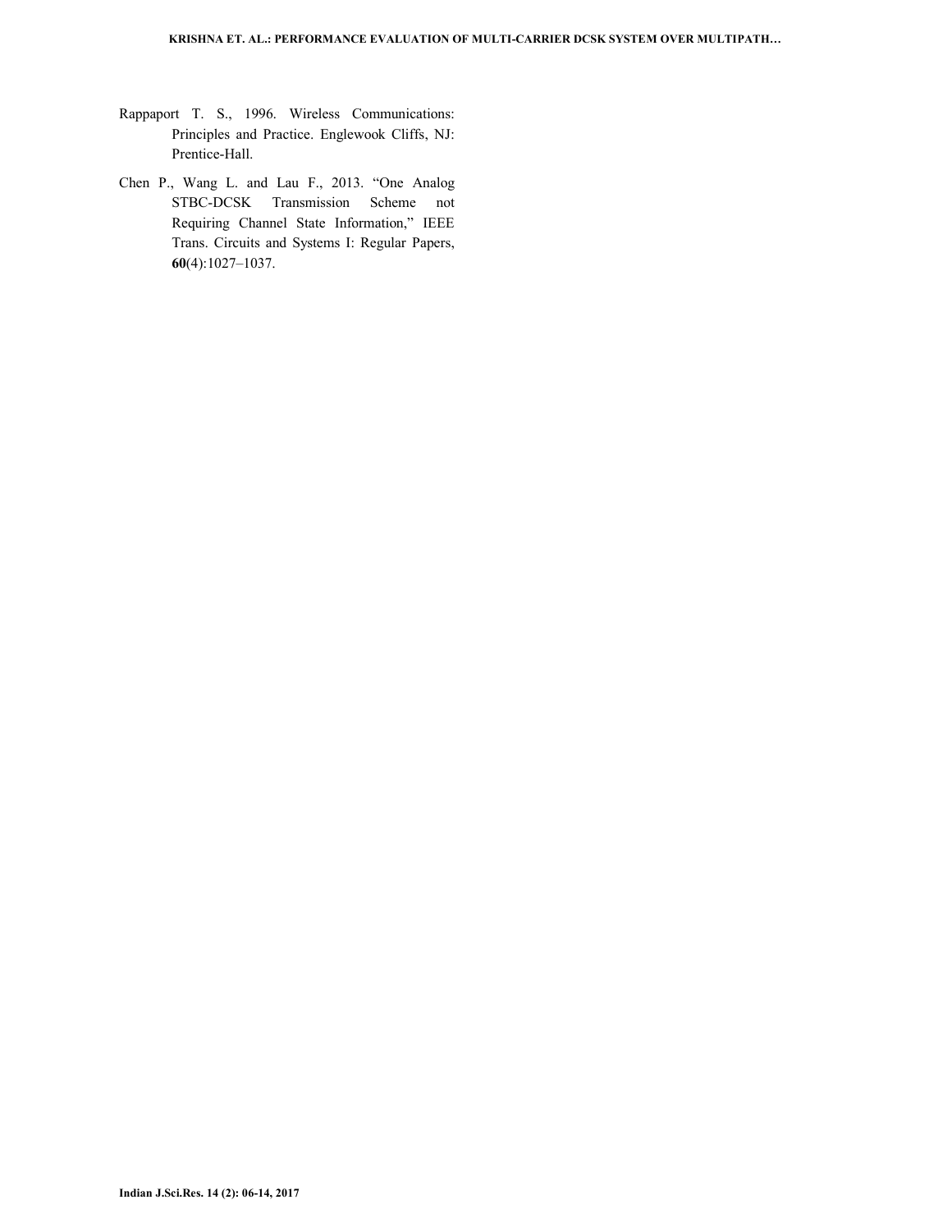Rappaport T. S., 1996. Wireless Communications: Principles and Practice. Englewook Cliffs, NJ: Prentice-Hall.

Chen P., Wang L. and Lau F., 2013. “One Analog STBC-DCSK Transmission Scheme not Requiring Channel State Information,” IEEE Trans. Circuits and Systems I: Regular Papers, **60**(4):1027–1037.